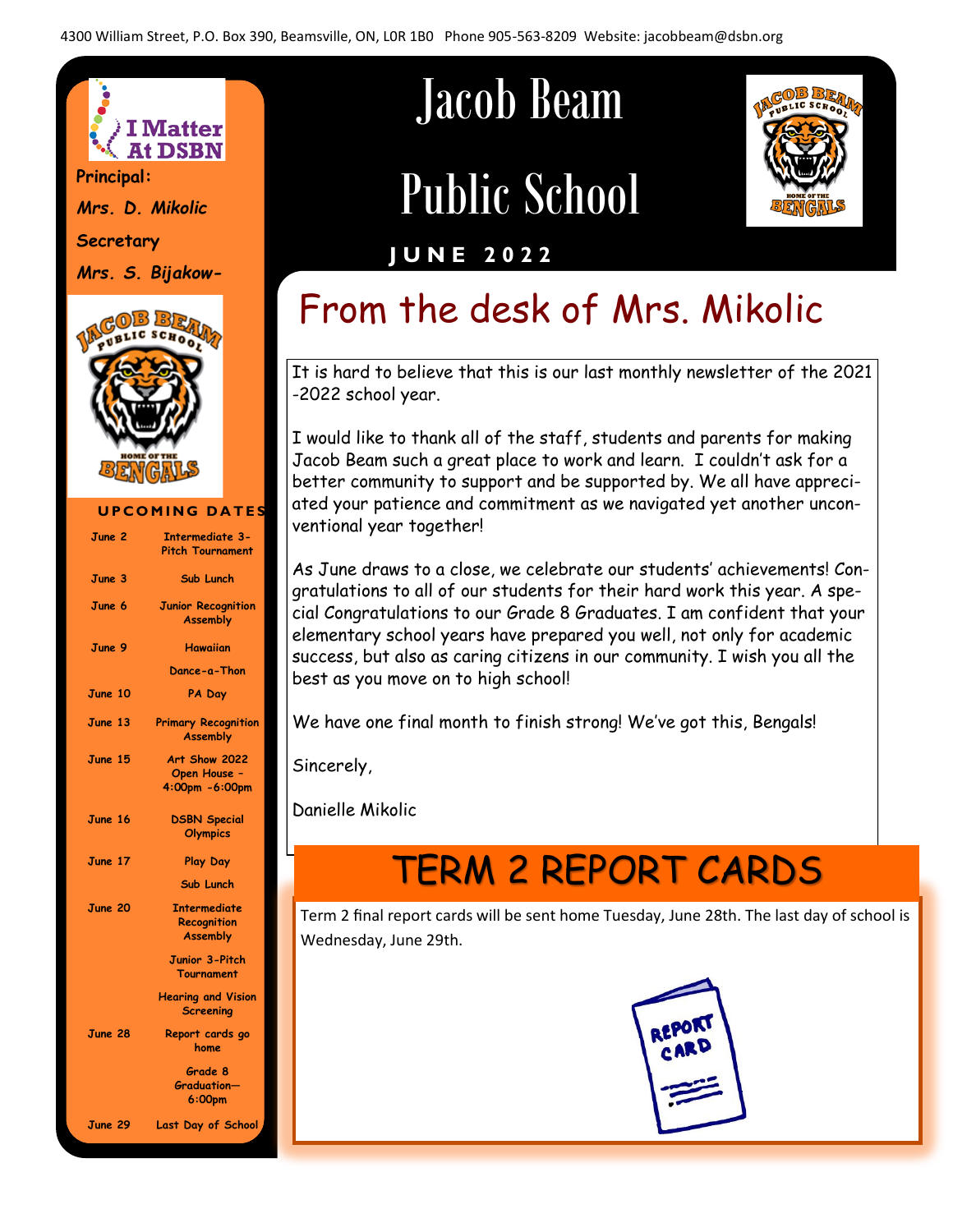4300 William Street, P.O. Box 390, Beamsville, ON, L0R 1B0 Phone 905-563-8209 Website: jacobbeam@dsbn.org

# Jacob Beam Public School

**JUNE 2022**

I Matter At DSBN

**Principal:**

***Mrs. D. Mikolic***

**Secretary**

***Mrs. S. Bijakow-***

### UPCOMING DATES

| Date | Event |
|---|---|
| June 2 | Intermediate 3-Pitch Tournament |
| June 3 | Sub Lunch |
| June 6 | Junior Recognition Assembly |
| June 9 | Hawaiian Dance-a-Thon |
| June 10 | PA Day |
| June 13 | Primary Recognition Assembly |
| June 15 | Art Show 2022 Open House - 4:00pm -6:00pm |
| June 16 | DSBN Special Olympics |
| June 17 | Play Day |
| | Sub Lunch |
| June 20 | Intermediate Recognition Assembly |
| | Junior 3-Pitch Tournament |
| | Hearing and Vision Screening |
| June 28 | Report cards go home |
| | Grade 8 Graduation—6:00pm |
| June 29 | Last Day of School |

## From the desk of Mrs. Mikolic

It is hard to believe that this is our last monthly newsletter of the 2021-2022 school year.

I would like to thank all of the staff, students and parents for making Jacob Beam such a great place to work and learn. I couldn't ask for a better community to support and be supported by. We all have appreciated your patience and commitment as we navigated yet another unconventional year together!

As June draws to a close, we celebrate our students' achievements! Congratulations to all of our students for their hard work this year. A special Congratulations to our Grade 8 Graduates. I am confident that your elementary school years have prepared you well, not only for academic success, but also as caring citizens in our community. I wish you all the best as you move on to high school!

We have one final month to finish strong! We've got this, Bengals!

Sincerely,

Danielle Mikolic

## TERM 2 REPORT CARDS

Term 2 final report cards will be sent home Tuesday, June 28th. The last day of school is Wednesday, June 29th.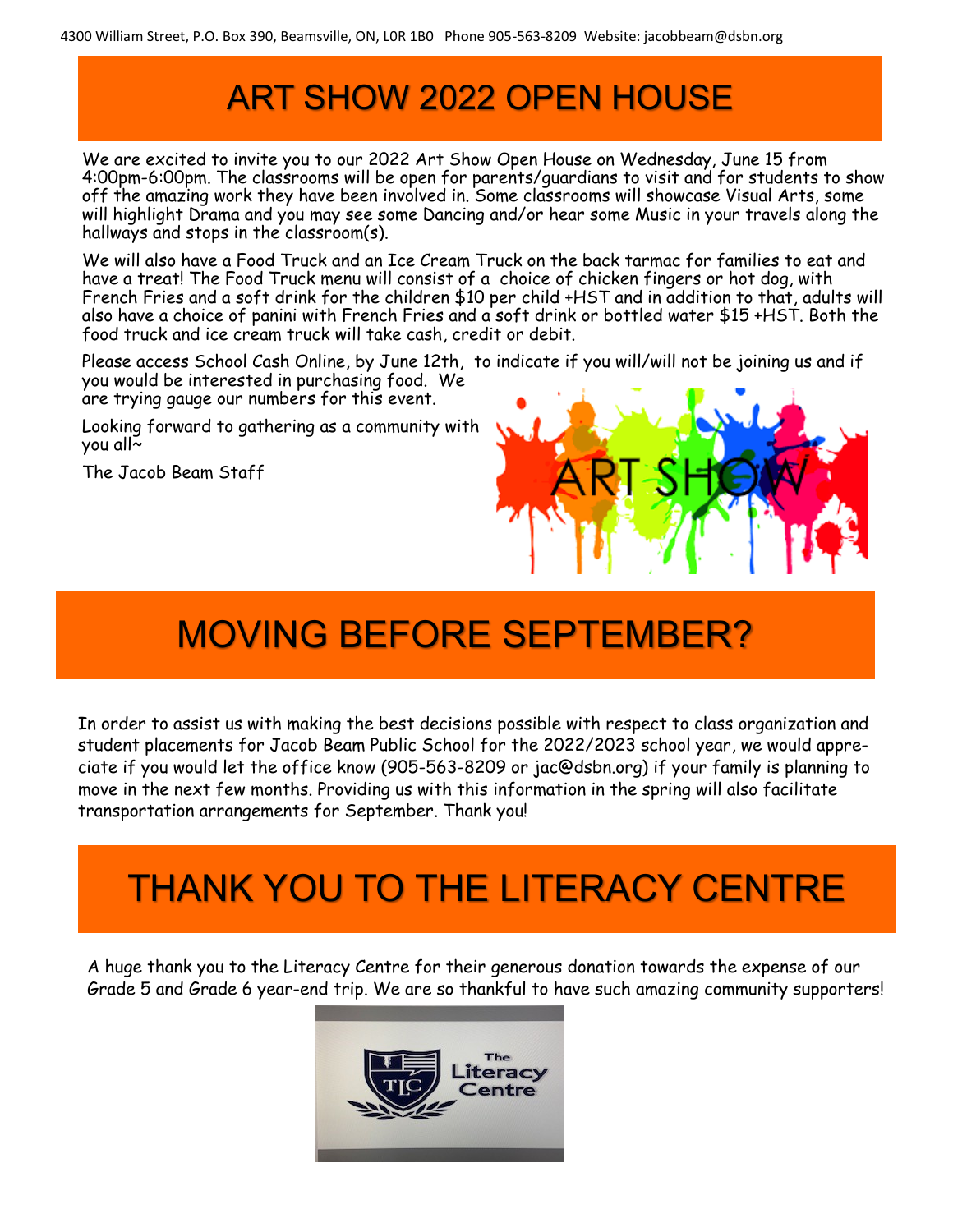4300 William Street, P.O. Box 390, Beamsville, ON, L0R 1B0 Phone 905-563-8209 Website: jacobbeam@dsbn.org

# ART SHOW 2022 OPEN HOUSE

We are excited to invite you to our 2022 Art Show Open House on Wednesday, June 15 from 4:00pm-6:00pm. The classrooms will be open for parents/guardians to visit and for students to show off the amazing work they have been involved in. Some classrooms will showcase Visual Arts, some will highlight Drama and you may see some Dancing and/or hear some Music in your travels along the hallways and stops in the classroom(s).

We will also have a Food Truck and an Ice Cream Truck on the back tarmac for families to eat and have a treat! The Food Truck menu will consist of a choice of chicken fingers or hot dog, with French Fries and a soft drink for the children $10 per child +HST and in addition to that, adults will also have a choice of panini with French Fries and a soft drink or bottled water $15 +HST. Both the food truck and ice cream truck will take cash, credit or debit.

Please access School Cash Online, by June 12th, to indicate if you will/will not be joining us and if you would be interested in purchasing food. We are trying gauge our numbers for this event.

Looking forward to gathering as a community with you all~

The Jacob Beam Staff

ART SHOW

# MOVING BEFORE SEPTEMBER?

In order to assist us with making the best decisions possible with respect to class organization and student placements for Jacob Beam Public School for the 2022/2023 school year, we would appreciate if you would let the office know (905-563-8209 or jac@dsbn.org) if your family is planning to move in the next few months. Providing us with this information in the spring will also facilitate transportation arrangements for September. Thank you!

# THANK YOU TO THE LITERACY CENTRE

A huge thank you to the Literacy Centre for their generous donation towards the expense of our Grade 5 and Grade 6 year-end trip. We are so thankful to have such amazing community supporters!

TLC The Literacy Centre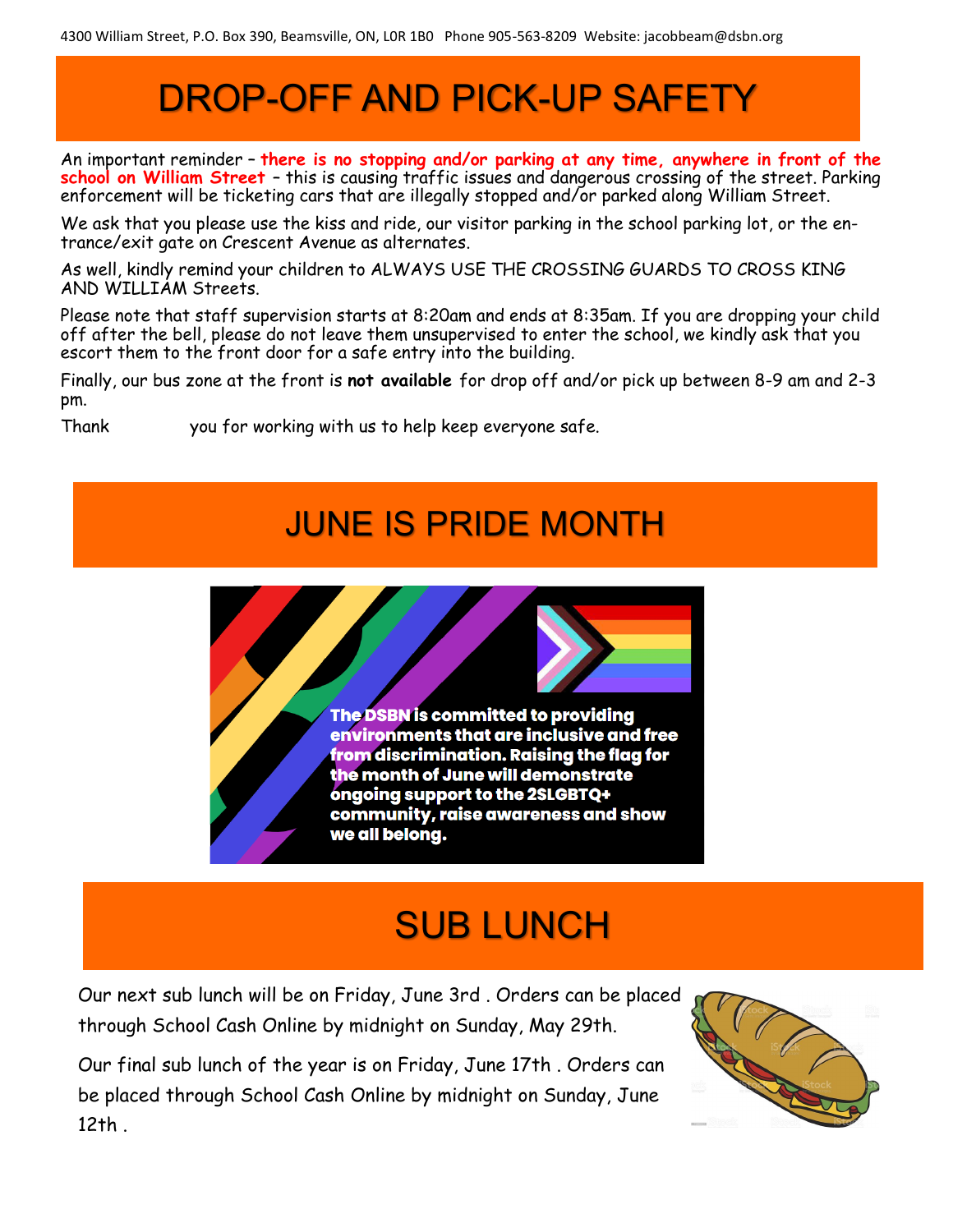4300 William Street, P.O. Box 390, Beamsville, ON, L0R 1B0 Phone 905-563-8209 Website: jacobbeam@dsbn.org

# DROP-OFF AND PICK-UP SAFETY

An important reminder – **there is no stopping and/or parking at any time, anywhere in front of the school on William Street** – this is causing traffic issues and dangerous crossing of the street. Parking enforcement will be ticketing cars that are illegally stopped and/or parked along William Street.

We ask that you please use the kiss and ride, our visitor parking in the school parking lot, or the entrance/exit gate on Crescent Avenue as alternates.

As well, kindly remind your children to ALWAYS USE THE CROSSING GUARDS TO CROSS KING AND WILLIAM Streets.

Please note that staff supervision starts at 8:20am and ends at 8:35am. If you are dropping your child off after the bell, please do not leave them unsupervised to enter the school, we kindly ask that you escort them to the front door for a safe entry into the building.

Finally, our bus zone at the front is **not available** for drop off and/or pick up between 8-9 am and 2-3 pm.

Thank you for working with us to help keep everyone safe.

# JUNE IS PRIDE MONTH

The DSBN is committed to providing environments that are inclusive and free from discrimination. Raising the flag for the month of June will demonstrate ongoing support to the 2SLGBTQ+ community, raise awareness and show we all belong.

# SUB LUNCH

Our next sub lunch will be on Friday, June 3rd . Orders can be placed through School Cash Online by midnight on Sunday, May 29th.

Our final sub lunch of the year is on Friday, June 17th . Orders can be placed through School Cash Online by midnight on Sunday, June 12th .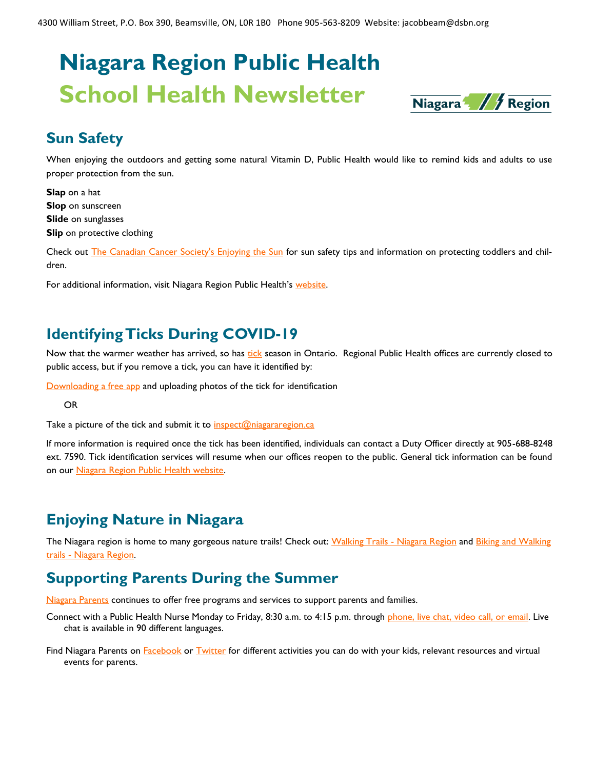4300 William Street, P.O. Box 390, Beamsville, ON, L0R 1B0 Phone 905-563-8209 Website: jacobbeam@dsbn.org

# Niagara Region Public Health
# School Health Newsletter

## Sun Safety

When enjoying the outdoors and getting some natural Vitamin D, Public Health would like to remind kids and adults to use proper protection from the sun.

**Slap** on a hat
**Slop** on sunscreen
**Slide** on sunglasses
**Slip** on protective clothing

Check out The Canadian Cancer Society's Enjoying the Sun for sun safety tips and information on protecting toddlers and children.

For additional information, visit Niagara Region Public Health's website.

## Identifying Ticks During COVID-19

Now that the warmer weather has arrived, so has tick season in Ontario. Regional Public Health offices are currently closed to public access, but if you remove a tick, you can have it identified by:

Downloading a free app and uploading photos of the tick for identification

OR

Take a picture of the tick and submit it to inspect@niagararegion.ca

If more information is required once the tick has been identified, individuals can contact a Duty Officer directly at 905-688-8248 ext. 7590. Tick identification services will resume when our offices reopen to the public. General tick information can be found on our Niagara Region Public Health website.

## Enjoying Nature in Niagara

The Niagara region is home to many gorgeous nature trails! Check out: Walking Trails - Niagara Region and Biking and Walking trails - Niagara Region.

## Supporting Parents During the Summer

Niagara Parents continues to offer free programs and services to support parents and families.

Connect with a Public Health Nurse Monday to Friday, 8:30 a.m. to 4:15 p.m. through phone, live chat, video call, or email. Live chat is available in 90 different languages.

Find Niagara Parents on Facebook or Twitter for different activities you can do with your kids, relevant resources and virtual events for parents.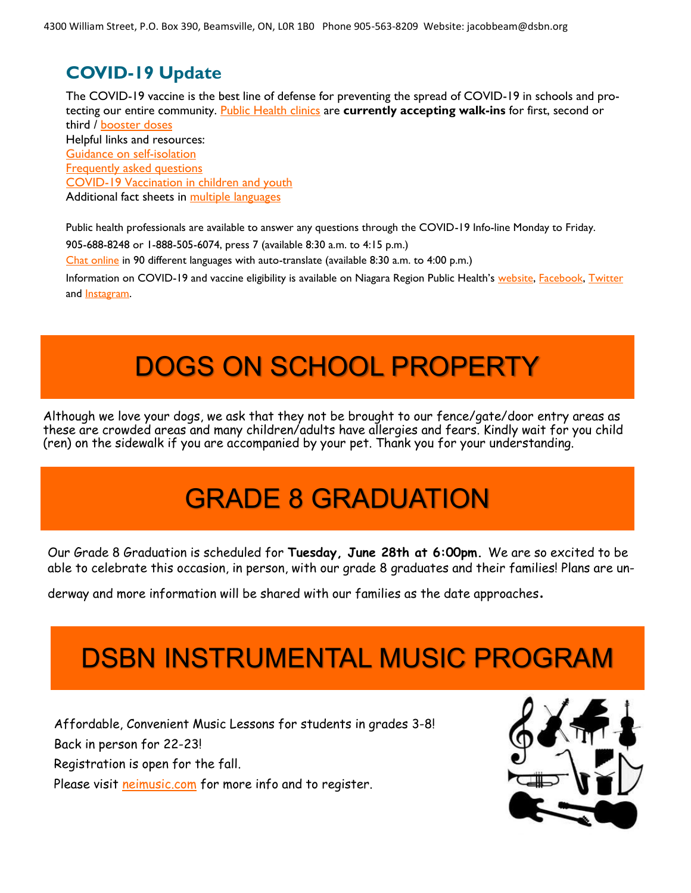4300 William Street, P.O. Box 390, Beamsville, ON, L0R 1B0 Phone 905-563-8209 Website: jacobbeam@dsbn.org

## COVID-19 Update

The COVID-19 vaccine is the best line of defense for preventing the spread of COVID-19 in schools and protecting our entire community. Public Health clinics are **currently accepting walk-ins** for first, second or third / booster doses

Helpful links and resources:
Guidance on self-isolation
Frequently asked questions
COVID-19 Vaccination in children and youth
Additional fact sheets in multiple languages

Public health professionals are available to answer any questions through the COVID-19 Info-line Monday to Friday.

905-688-8248 or 1-888-505-6074, press 7 (available 8:30 a.m. to 4:15 p.m.)

Chat online in 90 different languages with auto-translate (available 8:30 a.m. to 4:00 p.m.)

Information on COVID-19 and vaccine eligibility is available on Niagara Region Public Health's website, Facebook, Twitter and Instagram.

# DOGS ON SCHOOL PROPERTY

Although we love your dogs, we ask that they not be brought to our fence/gate/door entry areas as these are crowded areas and many children/adults have allergies and fears. Kindly wait for you child (ren) on the sidewalk if you are accompanied by your pet. Thank you for your understanding.

# GRADE 8 GRADUATION

Our Grade 8 Graduation is scheduled for **Tuesday, June 28th at 6:00pm.** We are so excited to be able to celebrate this occasion, in person, with our grade 8 graduates and their families! Plans are underway and more information will be shared with our families as the date approaches.

# DSBN INSTRUMENTAL MUSIC PROGRAM

Affordable, Convenient Music Lessons for students in grades 3-8!
Back in person for 22-23!
Registration is open for the fall.
Please visit neimusic.com for more info and to register.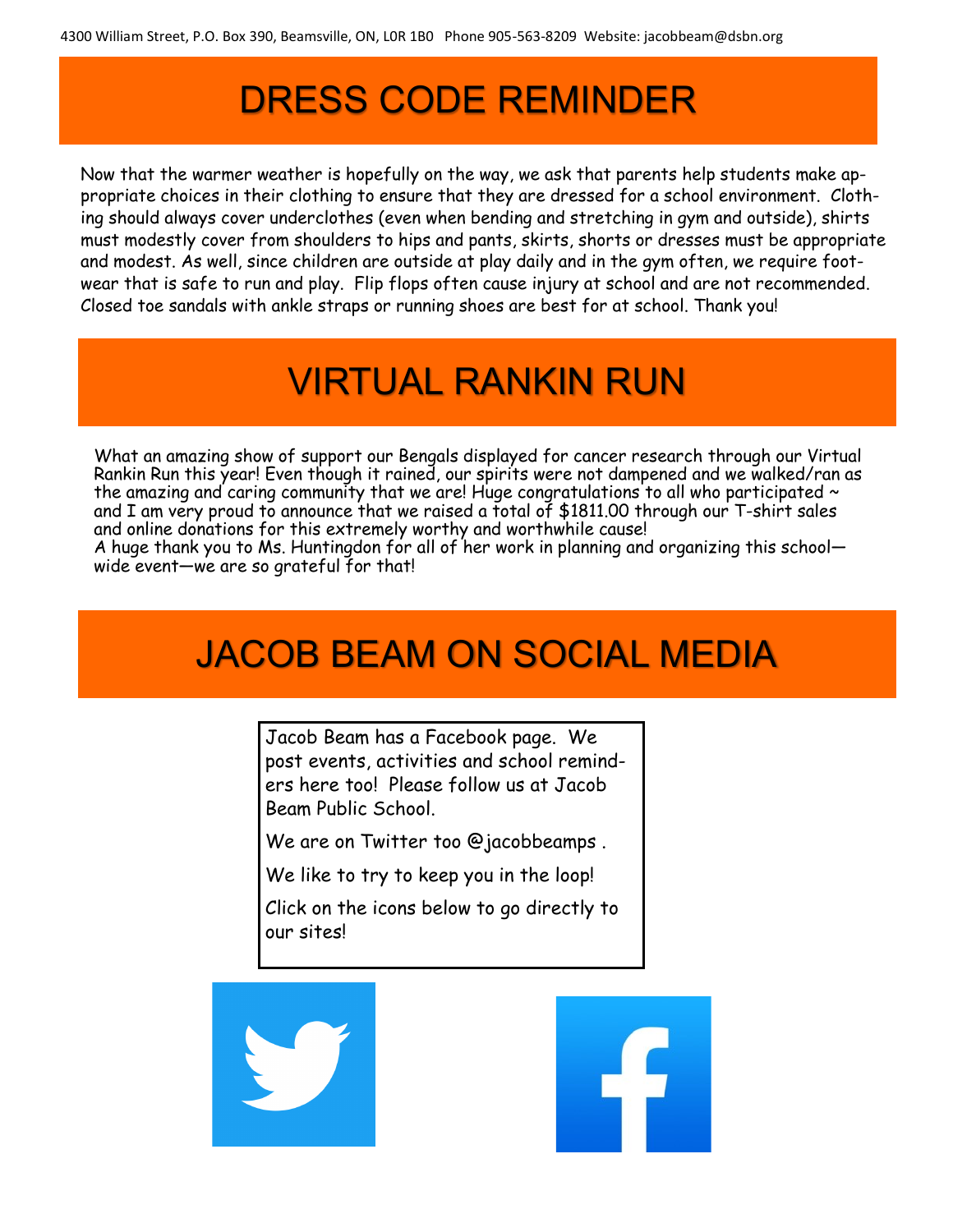4300 William Street, P.O. Box 390, Beamsville, ON, L0R 1B0 Phone 905-563-8209 Website: jacobbeam@dsbn.org

# DRESS CODE REMINDER

Now that the warmer weather is hopefully on the way, we ask that parents help students make appropriate choices in their clothing to ensure that they are dressed for a school environment. Clothing should always cover underclothes (even when bending and stretching in gym and outside), shirts must modestly cover from shoulders to hips and pants, skirts, shorts or dresses must be appropriate and modest. As well, since children are outside at play daily and in the gym often, we require footwear that is safe to run and play. Flip flops often cause injury at school and are not recommended. Closed toe sandals with ankle straps or running shoes are best for at school. Thank you!

# VIRTUAL RANKIN RUN

What an amazing show of support our Bengals displayed for cancer research through our Virtual Rankin Run this year! Even though it rained, our spirits were not dampened and we walked/ran as the amazing and caring community that we are! Huge congratulations to all who participated ~ and I am very proud to announce that we raised a total of $1811.00 through our T-shirt sales and online donations for this extremely worthy and worthwhile cause!
A huge thank you to Ms. Huntingdon for all of her work in planning and organizing this school—wide event—we are so grateful for that!

# JACOB BEAM ON SOCIAL MEDIA

Jacob Beam has a Facebook page. We post events, activities and school reminders here too! Please follow us at Jacob Beam Public School.

We are on Twitter too @jacobbeamps .

We like to try to keep you in the loop!

Click on the icons below to go directly to our sites!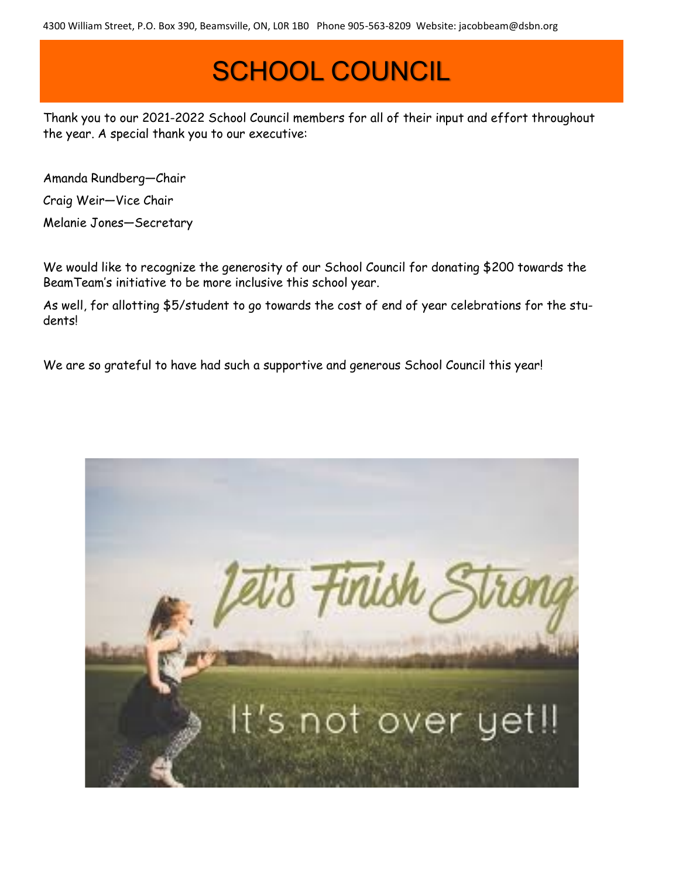# SCHOOL COUNCIL

Thank you to our 2021-2022 School Council members for all of their input and effort throughout the year. A special thank you to our executive:

Amanda Rundberg—Chair

Craig Weir—Vice Chair

Melanie Jones—Secretary

We would like to recognize the generosity of our School Council for donating $200 towards the BeamTeam's initiative to be more inclusive this school year.

As well, for allotting $5/student to go towards the cost of end of year celebrations for the students!

We are so grateful to have had such a supportive and generous School Council this year!